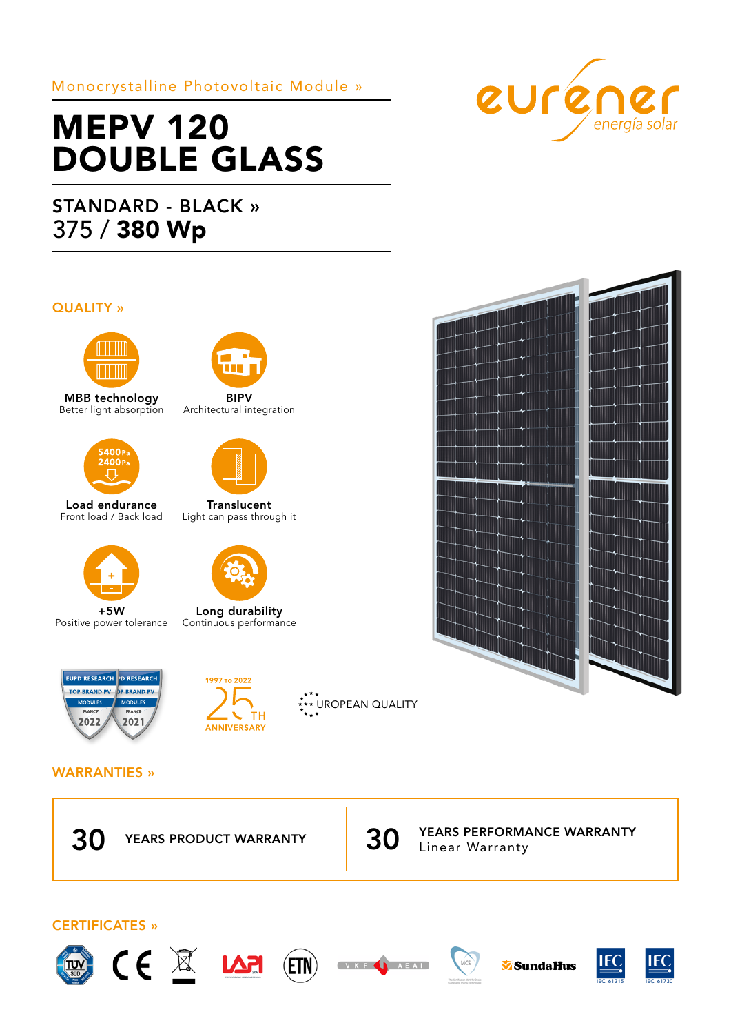Monocrystalline Photovoltaic Module »

# MEPV 120 DOUBLE GLASS

## STANDARD - BLACK »

375 / **380 Wp**

eurener energía solar

## QUALITY »

**MBB technology**
Better light absorption

**BIPV**
Architectural integration

**Load endurance**
Front load / Back load

**Translucent**
Light can pass through it

**+5W**
Positive power tolerance

**Long durability**
Continuous performance

EUPD RESEARCH TOP BRAND PV MODULES FRANCE 2022 · EUPD RESEARCH TOP BRAND PV MODULES FRANCE 2021

1997 TO 2022 25TH ANNIVERSARY

EUROPEAN QUALITY

## WARRANTIES »

| | |
|---|---|
| **30** YEARS PRODUCT WARRANTY | **30** YEARS PERFORMANCE WARRANTY Linear Warranty |

## CERTIFICATES »

TÜV SÜD · CE · LAPI · ETN · VKF AEAI · MCS · SundaHus · IEC 61215 · IEC 61730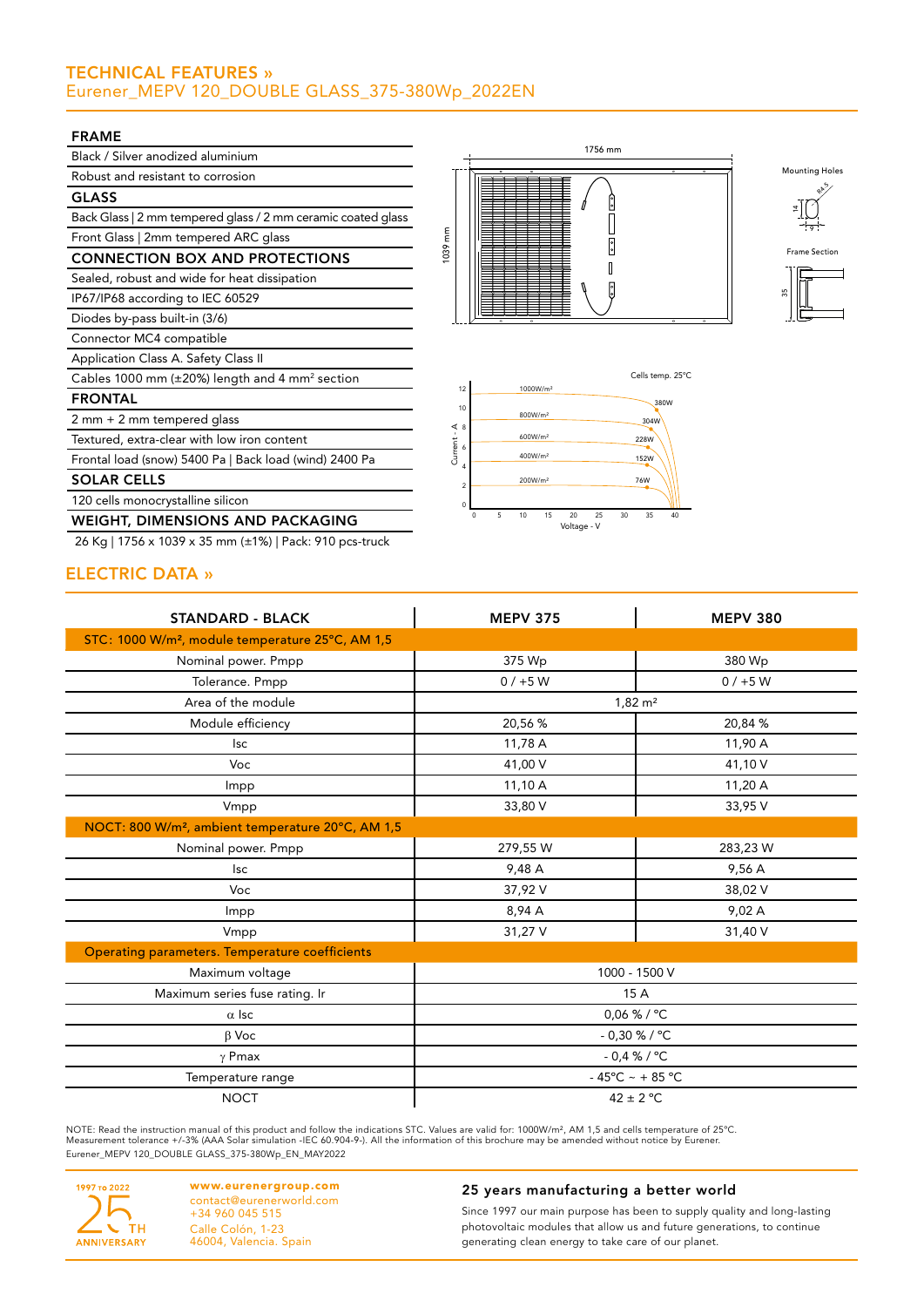# TECHNICAL FEATURES »

## Eurener_MEPV 120_DOUBLE GLASS_375-380Wp_2022EN

| FRAME |
|---|
| Black / Silver anodized aluminium |
| Robust and resistant to corrosion |
| **GLASS** |
| Back Glass \| 2 mm tempered glass / 2 mm ceramic coated glass |
| Front Glass \| 2mm tempered ARC glass |
| **CONNECTION BOX AND PROTECTIONS** |
| Sealed, robust and wide for heat dissipation |
| IP67/IP68 according to IEC 60529 |
| Diodes by-pass built-in (3/6) |
| Connector MC4 compatible |
| Application Class A. Safety Class II |
| Cables 1000 mm (±20%) length and 4 mm² section |
| **FRONTAL** |
| 2 mm + 2 mm tempered glass |
| Textured, extra-clear with low iron content |
| Frontal load (snow) 5400 Pa \| Back load (wind) 2400 Pa |
| **SOLAR CELLS** |
| 120 cells monocrystalline silicon |
| **WEIGHT, DIMENSIONS AND PACKAGING** |
| 26 Kg \| 1756 x 1039 x 35 mm (±1%) \| Pack: 910 pcs-truck |

1756 mm

1039 mm

Mounting Holes

Frame Section

Cells temp. 25°C

1000W/m² 380W
800W/m² 304W
600W/m² 228W
400W/m² 152W
200W/m² 76W

Current - A

Voltage - V

## ELECTRIC DATA »

| STANDARD - BLACK | MEPV 375 | MEPV 380 |
|---|---|---|
| **STC: 1000 W/m², module temperature 25°C, AM 1,5** | | |
| Nominal power. Pmpp | 375 Wp | 380 Wp |
| Tolerance. Pmpp | 0 / +5 W | 0 / +5 W |
| Area of the module | 1,82 m² | |
| Module efficiency | 20,56 % | 20,84 % |
| Isc | 11,78 A | 11,90 A |
| Voc | 41,00 V | 41,10 V |
| Impp | 11,10 A | 11,20 A |
| Vmpp | 33,80 V | 33,95 V |
| **NOCT: 800 W/m², ambient temperature 20°C, AM 1,5** | | |
| Nominal power. Pmpp | 279,55 W | 283,23 W |
| Isc | 9,48 A | 9,56 A |
| Voc | 37,92 V | 38,02 V |
| Impp | 8,94 A | 9,02 A |
| Vmpp | 31,27 V | 31,40 V |
| **Operating parameters. Temperature coefficients** | | |
| Maximum voltage | 1000 - 1500 V | |
| Maximum series fuse rating. Ir | 15 A | |
| α Isc | 0,06 % / °C | |
| β Voc | - 0,30 % / °C | |
| γ Pmax | - 0,4 % / °C | |
| Temperature range | - 45°C ~ + 85 °C | |
| NOCT | 42 ± 2 °C | |

NOTE: Read the instruction manual of this product and follow the indications STC. Values are valid for: 1000W/m², AM 1,5 and cells temperature of 25°C. Measurement tolerance +/-3% (AAA Solar simulation -IEC 60.904-9-). All the information of this brochure may be amended without notice by Eurener.
Eurener_MEPV 120_DOUBLE GLASS_375-380Wp_EN_MAY2022

1997 TO 2022 25TH ANNIVERSARY

www.eurenergroup.com
contact@eurenerworld.com
+34 960 045 515
Calle Colón, 1-23
46004, Valencia. Spain

### 25 years manufacturing a better world

Since 1997 our main purpose has been to supply quality and long-lasting photovoltaic modules that allow us and future generations, to continue generating clean energy to take care of our planet.